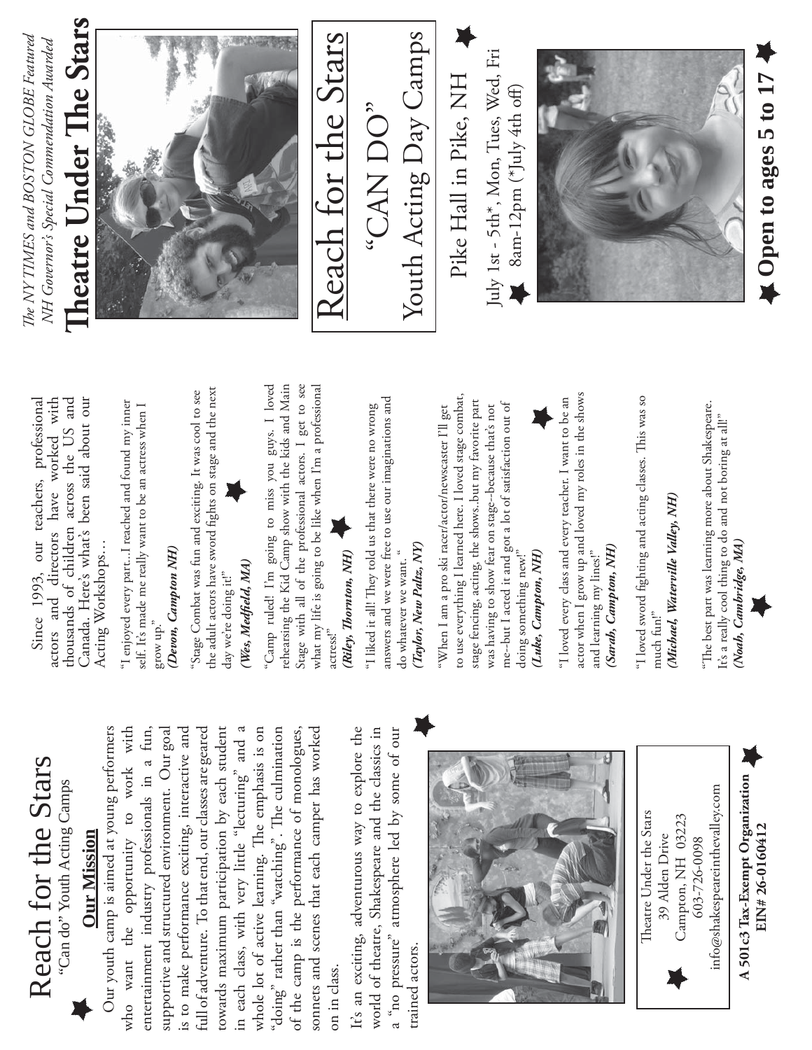# Reach for the Stars

"Can do" Youth Acting Camps

## Our Mission

Our youth camp is aimed at young performers who want the opportunity to work with entertainment industry professionals in a fun, supportive and structured environment. Our goal is to make performance exciting, interactive and full of adventure. To that end, our classes are geared towards maximum participation by each student in each class, with very little "lecturing" and a whole lot of active learning. The emphasis is on "doing" rather than "watching". The culmination of the camp is the performance of monologues, sonnets and scenes that each camper has worked on in class.

It's an exciting, adventurous way to explore the world of theatre, Shakespeare and the classics in a "no pressure" atmosphere led by some of our trained actors.

Theatre Under the Stars
39 Alden Drive
Campton, NH 03223
603-726-0098
info@shakespeareinthevalley.com

**A 501c3 Tax-Exempt Organization**
**EIN# 26-0160412**

Since 1993, our teachers, professional actors and directors have worked with thousands of children across the US and Canada. Here's what's been said about our Acting Workshops...

"I enjoyed every part...I reached and found my inner self. It's made me really want to be an actress when I grow up."
***(Devon, Campton NH)***

"Stage Combat was fun and exciting. It was cool to see the adult actors have sword fights on stage and the next day we're doing it!"
***(Wes, Medfield, MA)***

"Camp ruled! I'm going to miss you guys. I loved rehearsing the Kid Camp show with the kids and Main Stage with all of the professional actors. I get to see what my life is going to be like when I'm a professional actress!"
***(Riley, Thornton, NH)***

"I liked it all! They told us that there were no wrong answers and we were free to use our imaginations and do whatever we want."
***(Taylor, New Paltz, NY)***

"When I am a pro ski racer/actor/newscaster I'll get to use everything I learned here. I loved stage combat, stage fencing, acting, the shows..but my favorite part was having to show fear on stage--because that's not me--but I acted it and got a lot of satisfaction out of doing something new!"
***(Luke, Campton, NH)***

"I loved every class and every teacher. I want to be an actor when I grow up and loved my roles in the shows and learning my lines!"
***(Sarah, Campton, NH)***

"I loved sword fighting and acting classes. This was so much fun!"
***(Michael, Waterville Valley, NH)***

"The best part was learning more about Shakespeare. It's a really cool thing to do and not boring at all!"
***(Noah, Cambridge, MA)***

*The NY TIMES and BOSTON GLOBE Featured*
*NH Governor's Special Commendation Awarded*

# Theatre Under The Stars

# Reach for the Stars

## "CAN DO"

## Youth Acting Day Camps

Pike Hall in Pike, NH

July 1st - 5th*, Mon, Tues, Wed, Fri
8am-12pm (*July 4th off)

**Open to ages 5 to 17**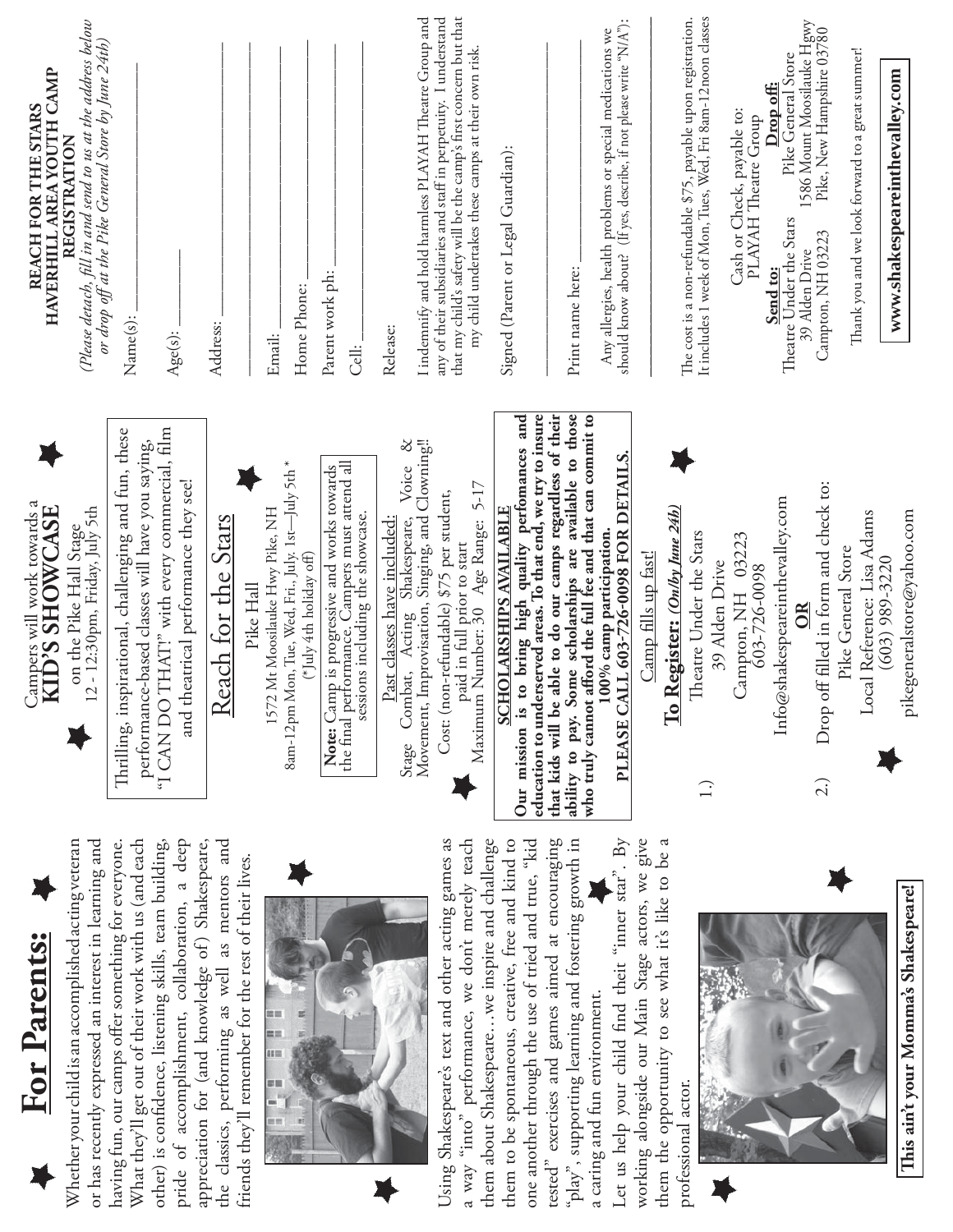# For Parents:

Whether your child is an accomplished acting veteran or has recently expressed an interest in learning and having fun, our camps offer something for everyone. What they'll get out of their work with us (and each other) is confidence, listening skills, team building, pride of accomplishment, collaboration, a deep appreciation for (and knowledge of) Shakespeare, the classics, performing as well as mentors and friends they'll remember for the rest of their lives.

Using Shakespeare's text and other acting games as a way "into" performance, we don't merely teach them about Shakespeare…we inspire and challenge them to be spontaneous, creative, free and kind to one another through the use of tried and true, "kid tested" exercises and games aimed at encouraging "play", supporting learning and fostering growth in a caring and fun environment.

Let us help your child find their "inner star". By working alongside our Main Stage actors, we give them the opportunity to see what it's like to be a professional actor.

**This ain't your Momma's Shakespeare!**

Campers will work towards a
**KID'S SHOWCASE**
on the Pike Hall Stage
12 - 12:30pm, Friday, July 5th

Thrilling, inspirational, challenging and fun, these performance-based classes will have you saying, "I CAN DO THAT!" with every commercial, film and theatrical performance they see!

## Reach for the Stars

Pike Hall
1572 Mt Moosilauke Hwy Pike, NH
8am-12pm Mon, Tue, Wed, Fri., July, 1st—July 5th*
(*July 4th holiday off)

**Note:** Camp is progressive and works towards the final performance. Campers must attend all sessions including the showcase.

Past classes have included:
Stage Combat, Acting Shakespeare, Voice & Movement, Improvisation, Singing, and Clowning!!

Cost: (non-refundable) $75 per student, paid in full prior to start
Maximum Number: 30 Age Range: 5-17

**SCHOLARSHIPS AVAILABLE**
**Our mission is to bring high quality perfomances and education to underserved areas. To that end, we try to insure that kids will be able to do our camps regardless of their ability to pay. Some scholarships are available to those who truly cannot afford the full fee and that can commit to 100% camp participation.**
**PLEASE CALL 603-726-0098 FOR DETAILS.**

Camp fills up fast!

**To Register:** ***(On/by June 24h)***

1.) Theatre Under the Stars
39 Alden Drive
Campton, NH 03223
603-726-0098
Info@shakespeareinthevalley.com

**OR**

2.) Drop off filled in form and check to:
Pike General Store
Local Reference: Lisa Adams
(603) 989-3220
pikegeneralstore@yahoo.com

## REACH FOR THE STARS HAVERHILL AREA YOUTH CAMP REGISTRATION

*(Please detach, fill in and send to us at the address below or drop off at the Pike General Store by June 24th)*

Name(s): ______________________

Age(s): ______________________

Address: ______________________

Email: ______________________

Home Phone: ______________________

Parent work ph: ______________________

Cell: ______________________

Release:

I indemnify and hold harmless PLAYAH Theatre Group and any of their subsidiaries and staff in perpetuity. I understand that my child's safety will be the camp's first concern but that my child undertakes these camps at their own risk.

Signed (Parent or Legal Guardian):

______________________

Print name here: ______________________

Any allergies, health problems or special medications we should know about? (If yes, describe, if not please write "N/A"):

______________________

The cost is a non-refundable $75, payable upon registration. It includes 1 week of Mon, Tues, Wed, Fri 8am-12noon classes

Cash or Check, payable to:
PLAYAH Theatre Group

**Send to:**
Theatre Under the Stars
39 Alden Drive
Campton, NH 03223

**Drop off:**
Pike General Store
1586 Mount Moosilauke Hgwy
Pike, New Hampshire 03780

Thank you and we look forward to a great summer!

**www.shakespeareinthevalley.com**